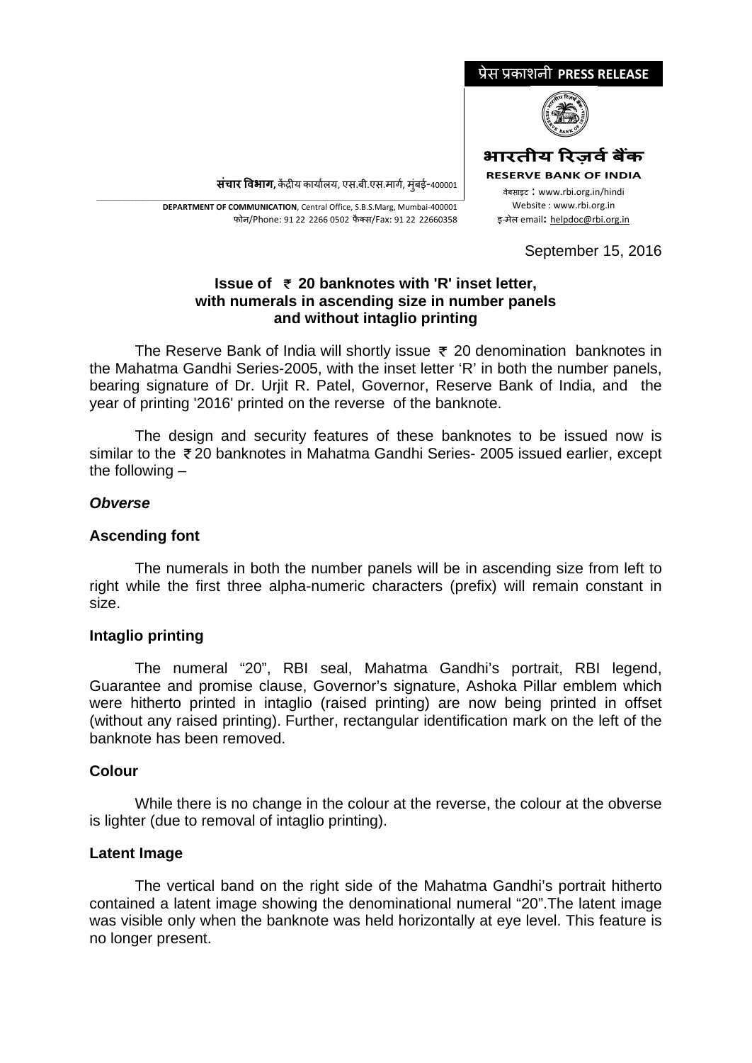प्रेस प्रकाशनी **PRESS RELEASE**

**भारतीय रिज़र्व बैंक**
**RESERVE BANK OF INDIA**

वेबसाइट : www.rbi.org.in/hindi
Website : www.rbi.org.in
इ-मेल email: helpdoc@rbi.org.in

**संचार विभाग,** केंद्रीय कार्यालय, एस.बी.एस.मार्ग, मुंबई-400001

**DEPARTMENT OF COMMUNICATION**, Central Office, S.B.S.Marg, Mumbai-400001
फोन/Phone: 91 22 2266 0502 फैक्स/Fax: 91 22 22660358

September 15, 2016

**Issue of ₹ 20 banknotes with 'R' inset letter, with numerals in ascending size in number panels and without intaglio printing**

The Reserve Bank of India will shortly issue ₹ 20 denomination banknotes in the Mahatma Gandhi Series-2005, with the inset letter 'R' in both the number panels, bearing signature of Dr. Urjit R. Patel, Governor, Reserve Bank of India, and the year of printing '2016' printed on the reverse of the banknote.

The design and security features of these banknotes to be issued now is similar to the ₹ 20 banknotes in Mahatma Gandhi Series- 2005 issued earlier, except the following –

***Obverse***

**Ascending font**

The numerals in both the number panels will be in ascending size from left to right while the first three alpha-numeric characters (prefix) will remain constant in size.

**Intaglio printing**

The numeral "20", RBI seal, Mahatma Gandhi's portrait, RBI legend, Guarantee and promise clause, Governor's signature, Ashoka Pillar emblem which were hitherto printed in intaglio (raised printing) are now being printed in offset (without any raised printing). Further, rectangular identification mark on the left of the banknote has been removed.

**Colour**

While there is no change in the colour at the reverse, the colour at the obverse is lighter (due to removal of intaglio printing).

**Latent Image**

The vertical band on the right side of the Mahatma Gandhi's portrait hitherto contained a latent image showing the denominational numeral "20".The latent image was visible only when the banknote was held horizontally at eye level. This feature is no longer present.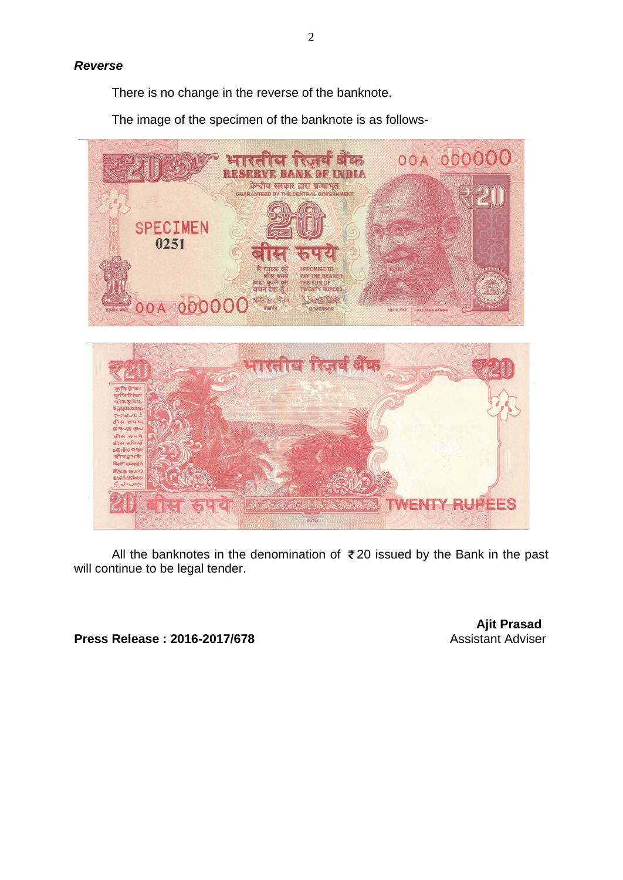***Reverse***

There is no change in the reverse of the banknote.

The image of the specimen of the banknote is as follows-

All the banknotes in the denomination of ₹20 issued by the Bank in the past will continue to be legal tender.

**Press Release : 2016-2017/678**

**Ajit Prasad**
Assistant Adviser